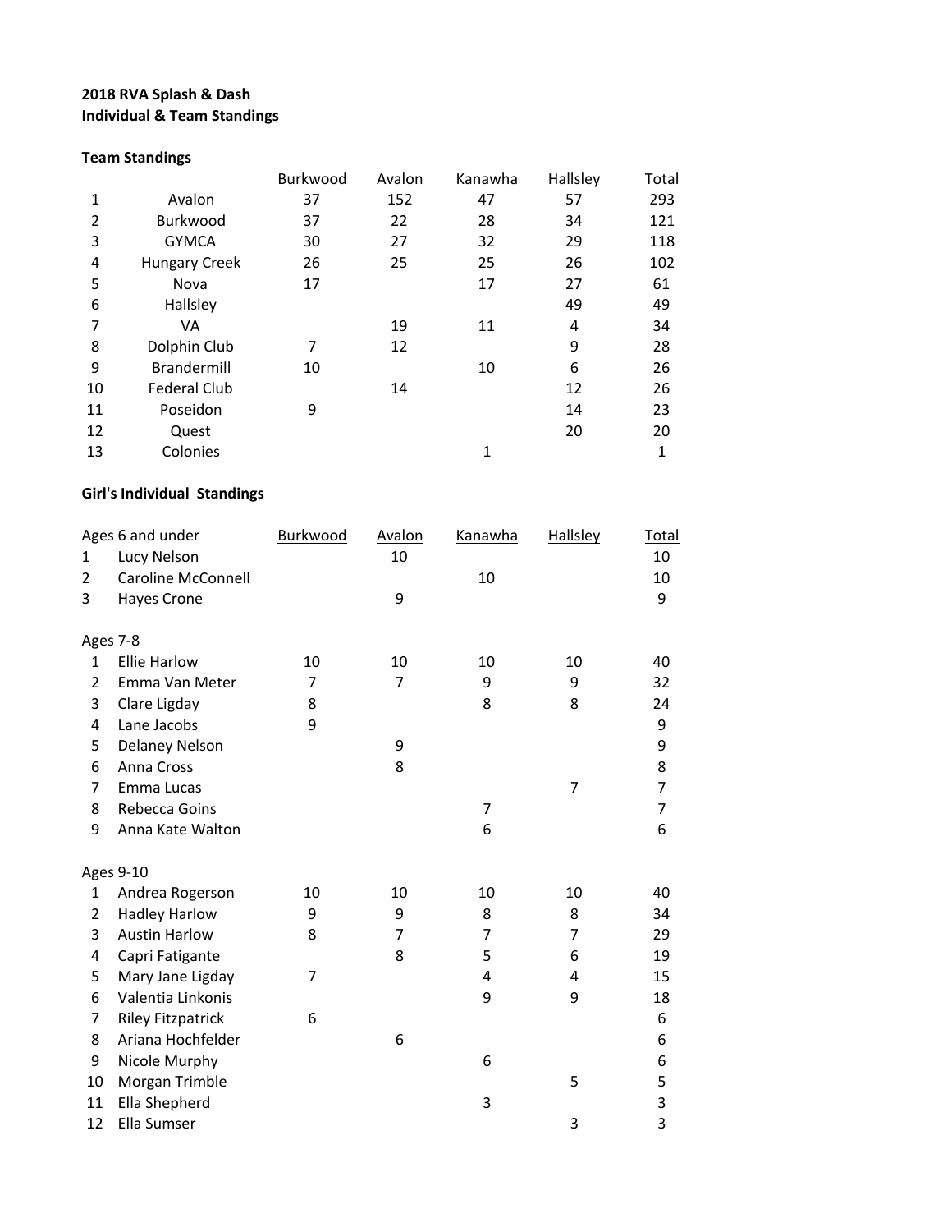**2018 RVA Splash & Dash**
**Individual & Team Standings**

**Team Standings**

| | | Burkwood | Avalon | Kanawha | Hallsley | Total |
|---|---|---|---|---|---|---|
| 1 | Avalon | 37 | 152 | 47 | 57 | 293 |
| 2 | Burkwood | 37 | 22 | 28 | 34 | 121 |
| 3 | GYMCA | 30 | 27 | 32 | 29 | 118 |
| 4 | Hungary Creek | 26 | 25 | 25 | 26 | 102 |
| 5 | Nova | 17 | | 17 | 27 | 61 |
| 6 | Hallsley | | | | 49 | 49 |
| 7 | VA | | 19 | 11 | 4 | 34 |
| 8 | Dolphin Club | 7 | 12 | | 9 | 28 |
| 9 | Brandermill | 10 | | 10 | 6 | 26 |
| 10 | Federal Club | | 14 | | 12 | 26 |
| 11 | Poseidon | 9 | | | 14 | 23 |
| 12 | Quest | | | | 20 | 20 |
| 13 | Colonies | | | 1 | | 1 |

**Girl's Individual Standings**

| Ages 6 and under | | Burkwood | Avalon | Kanawha | Hallsley | Total |
|---|---|---|---|---|---|---|
| 1 | Lucy Nelson | | 10 | | | 10 |
| 2 | Caroline McConnell | | | 10 | | 10 |
| 3 | Hayes Crone | | 9 | | | 9 |

| Ages 7-8 | | Burkwood | Avalon | Kanawha | Hallsley | Total |
|---|---|---|---|---|---|---|
| 1 | Ellie Harlow | 10 | 10 | 10 | 10 | 40 |
| 2 | Emma Van Meter | 7 | 7 | 9 | 9 | 32 |
| 3 | Clare Ligday | 8 | | 8 | 8 | 24 |
| 4 | Lane Jacobs | 9 | | | | 9 |
| 5 | Delaney Nelson | | 9 | | | 9 |
| 6 | Anna Cross | | 8 | | | 8 |
| 7 | Emma Lucas | | | | 7 | 7 |
| 8 | Rebecca Goins | | | 7 | | 7 |
| 9 | Anna Kate Walton | | | 6 | | 6 |

| Ages 9-10 | | Burkwood | Avalon | Kanawha | Hallsley | Total |
|---|---|---|---|---|---|---|
| 1 | Andrea Rogerson | 10 | 10 | 10 | 10 | 40 |
| 2 | Hadley Harlow | 9 | 9 | 8 | 8 | 34 |
| 3 | Austin Harlow | 8 | 7 | 7 | 7 | 29 |
| 4 | Capri Fatigante | | 8 | 5 | 6 | 19 |
| 5 | Mary Jane Ligday | 7 | | 4 | 4 | 15 |
| 6 | Valentia Linkonis | | | 9 | 9 | 18 |
| 7 | Riley Fitzpatrick | 6 | | | | 6 |
| 8 | Ariana Hochfelder | | 6 | | | 6 |
| 9 | Nicole Murphy | | | 6 | | 6 |
| 10 | Morgan Trimble | | | | 5 | 5 |
| 11 | Ella Shepherd | | | 3 | | 3 |
| 12 | Ella Sumser | | | | 3 | 3 |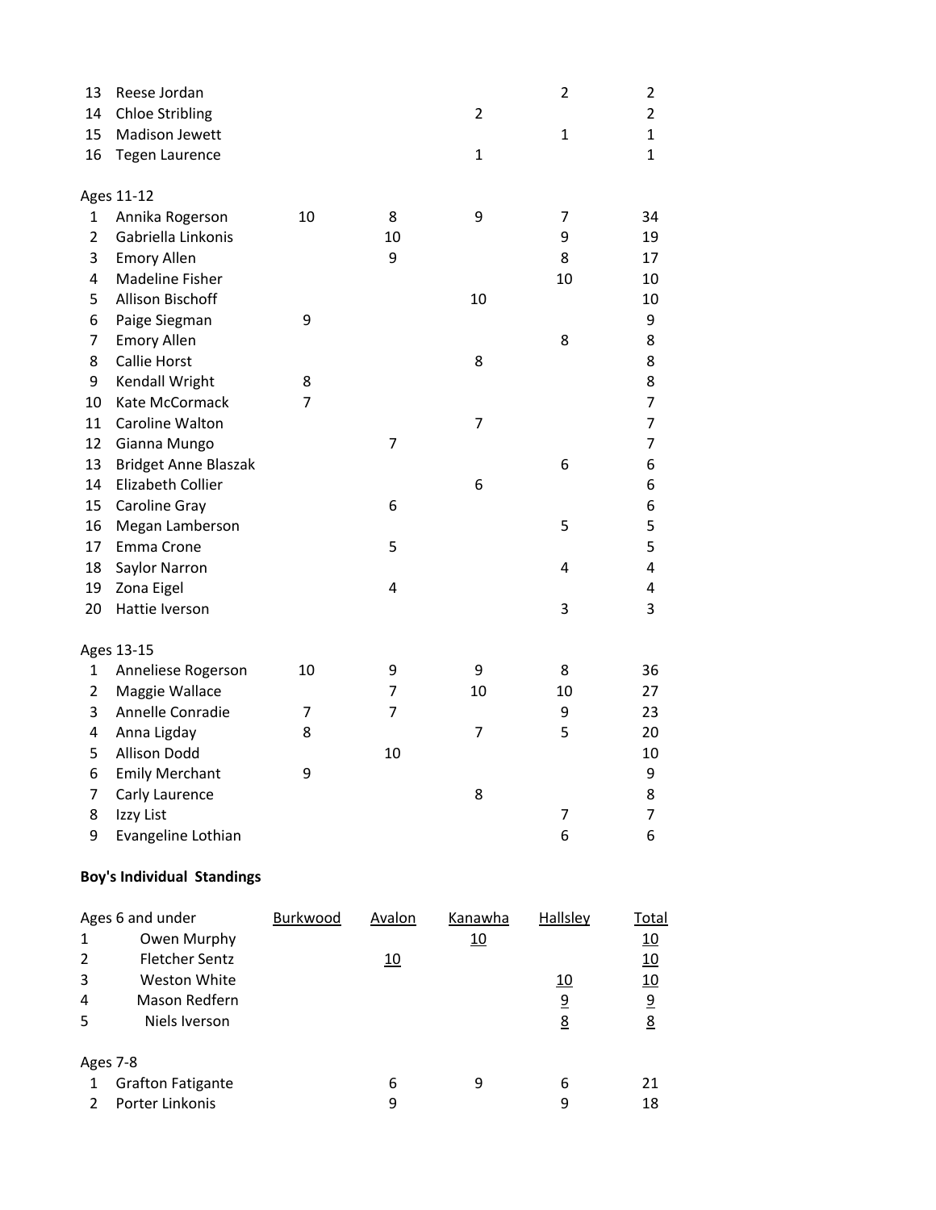| | | Burkwood | Avalon | Kanawha | Hallsley | Total |
|---|---|---|---|---|---|---|
| 13 | Reese Jordan | | | | 2 | 2 |
| 14 | Chloe Stribling | | | 2 | | 2 |
| 15 | Madison Jewett | | | | 1 | 1 |
| 16 | Tegen Laurence | | | 1 | | 1 |

Ages 11-12

| | | Burkwood | Avalon | Kanawha | Hallsley | Total |
|---|---|---|---|---|---|---|
| 1 | Annika Rogerson | 10 | 8 | 9 | 7 | 34 |
| 2 | Gabriella Linkonis | | 10 | | 9 | 19 |
| 3 | Emory Allen | | 9 | | 8 | 17 |
| 4 | Madeline Fisher | | | | 10 | 10 |
| 5 | Allison Bischoff | | | 10 | | 10 |
| 6 | Paige Siegman | 9 | | | | 9 |
| 7 | Emory Allen | | | | 8 | 8 |
| 8 | Callie Horst | | | 8 | | 8 |
| 9 | Kendall Wright | 8 | | | | 8 |
| 10 | Kate McCormack | 7 | | | | 7 |
| 11 | Caroline Walton | | | 7 | | 7 |
| 12 | Gianna Mungo | | 7 | | | 7 |
| 13 | Bridget Anne Blaszak | | | | 6 | 6 |
| 14 | Elizabeth Collier | | | 6 | | 6 |
| 15 | Caroline Gray | | 6 | | | 6 |
| 16 | Megan Lamberson | | | | 5 | 5 |
| 17 | Emma Crone | | 5 | | | 5 |
| 18 | Saylor Narron | | | | 4 | 4 |
| 19 | Zona Eigel | | 4 | | | 4 |
| 20 | Hattie Iverson | | | | 3 | 3 |

Ages 13-15

| | | Burkwood | Avalon | Kanawha | Hallsley | Total |
|---|---|---|---|---|---|---|
| 1 | Anneliese Rogerson | 10 | 9 | 9 | 8 | 36 |
| 2 | Maggie Wallace | | 7 | 10 | 10 | 27 |
| 3 | Annelle Conradie | 7 | 7 | | 9 | 23 |
| 4 | Anna Ligday | 8 | | 7 | 5 | 20 |
| 5 | Allison Dodd | | 10 | | | 10 |
| 6 | Emily Merchant | 9 | | | | 9 |
| 7 | Carly Laurence | | | 8 | | 8 |
| 8 | Izzy List | | | | 7 | 7 |
| 9 | Evangeline Lothian | | | | 6 | 6 |

**Boy's Individual Standings**

| Ages 6 and under | | Burkwood | Avalon | Kanawha | Hallsley | Total |
|---|---|---|---|---|---|---|
| 1 | Owen Murphy | | | 10 | | 10 |
| 2 | Fletcher Sentz | | 10 | | | 10 |
| 3 | Weston White | | | | 10 | 10 |
| 4 | Mason Redfern | | | | 9 | 9 |
| 5 | Niels Iverson | | | | 8 | 8 |

Ages 7-8

| | | Burkwood | Avalon | Kanawha | Hallsley | Total |
|---|---|---|---|---|---|---|
| 1 | Grafton Fatigante | | 6 | 9 | 6 | 21 |
| 2 | Porter Linkonis | | 9 | | 9 | 18 |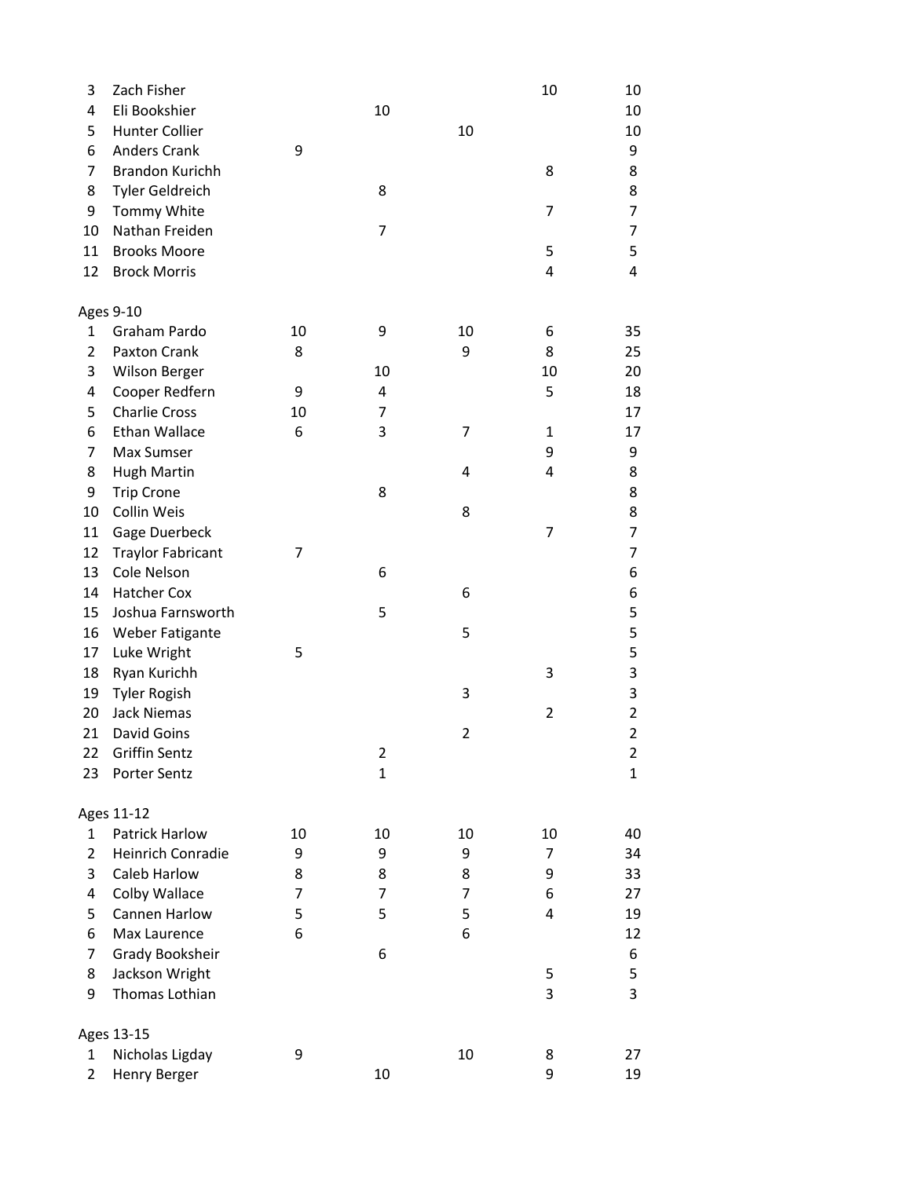| | | | | | | |
|---|---|---|---|---|---|---|
| 3 | Zach Fisher | | | | 10 | 10 |
| 4 | Eli Bookshier | | 10 | | | 10 |
| 5 | Hunter Collier | | | 10 | | 10 |
| 6 | Anders Crank | 9 | | | | 9 |
| 7 | Brandon Kurichh | | | | 8 | 8 |
| 8 | Tyler Geldreich | | 8 | | | 8 |
| 9 | Tommy White | | | | 7 | 7 |
| 10 | Nathan Freiden | | 7 | | | 7 |
| 11 | Brooks Moore | | | | 5 | 5 |
| 12 | Brock Morris | | | | 4 | 4 |

Ages 9-10

| | | | | | | |
|---|---|---|---|---|---|---|
| 1 | Graham Pardo | 10 | 9 | 10 | 6 | 35 |
| 2 | Paxton Crank | 8 | | 9 | 8 | 25 |
| 3 | Wilson Berger | | 10 | | 10 | 20 |
| 4 | Cooper Redfern | 9 | 4 | | 5 | 18 |
| 5 | Charlie Cross | 10 | 7 | | | 17 |
| 6 | Ethan Wallace | 6 | 3 | 7 | 1 | 17 |
| 7 | Max Sumser | | | | 9 | 9 |
| 8 | Hugh Martin | | | 4 | 4 | 8 |
| 9 | Trip Crone | | 8 | | | 8 |
| 10 | Collin Weis | | | 8 | | 8 |
| 11 | Gage Duerbeck | | | | 7 | 7 |
| 12 | Traylor Fabricant | 7 | | | | 7 |
| 13 | Cole Nelson | | 6 | | | 6 |
| 14 | Hatcher Cox | | | 6 | | 6 |
| 15 | Joshua Farnsworth | | 5 | | | 5 |
| 16 | Weber Fatigante | | | 5 | | 5 |
| 17 | Luke Wright | 5 | | | | 5 |
| 18 | Ryan Kurichh | | | | 3 | 3 |
| 19 | Tyler Rogish | | | 3 | | 3 |
| 20 | Jack Niemas | | | | 2 | 2 |
| 21 | David Goins | | | 2 | | 2 |
| 22 | Griffin Sentz | | 2 | | | 2 |
| 23 | Porter Sentz | | 1 | | | 1 |

Ages 11-12

| | | | | | | |
|---|---|---|---|---|---|---|
| 1 | Patrick Harlow | 10 | 10 | 10 | 10 | 40 |
| 2 | Heinrich Conradie | 9 | 9 | 9 | 7 | 34 |
| 3 | Caleb Harlow | 8 | 8 | 8 | 9 | 33 |
| 4 | Colby Wallace | 7 | 7 | 7 | 6 | 27 |
| 5 | Cannen Harlow | 5 | 5 | 5 | 4 | 19 |
| 6 | Max Laurence | 6 | | 6 | | 12 |
| 7 | Grady Booksheir | | 6 | | | 6 |
| 8 | Jackson Wright | | | | 5 | 5 |
| 9 | Thomas Lothian | | | | 3 | 3 |

Ages 13-15

| | | | | | | |
|---|---|---|---|---|---|---|
| 1 | Nicholas Ligday | 9 | | 10 | 8 | 27 |
| 2 | Henry Berger | | 10 | | 9 | 19 |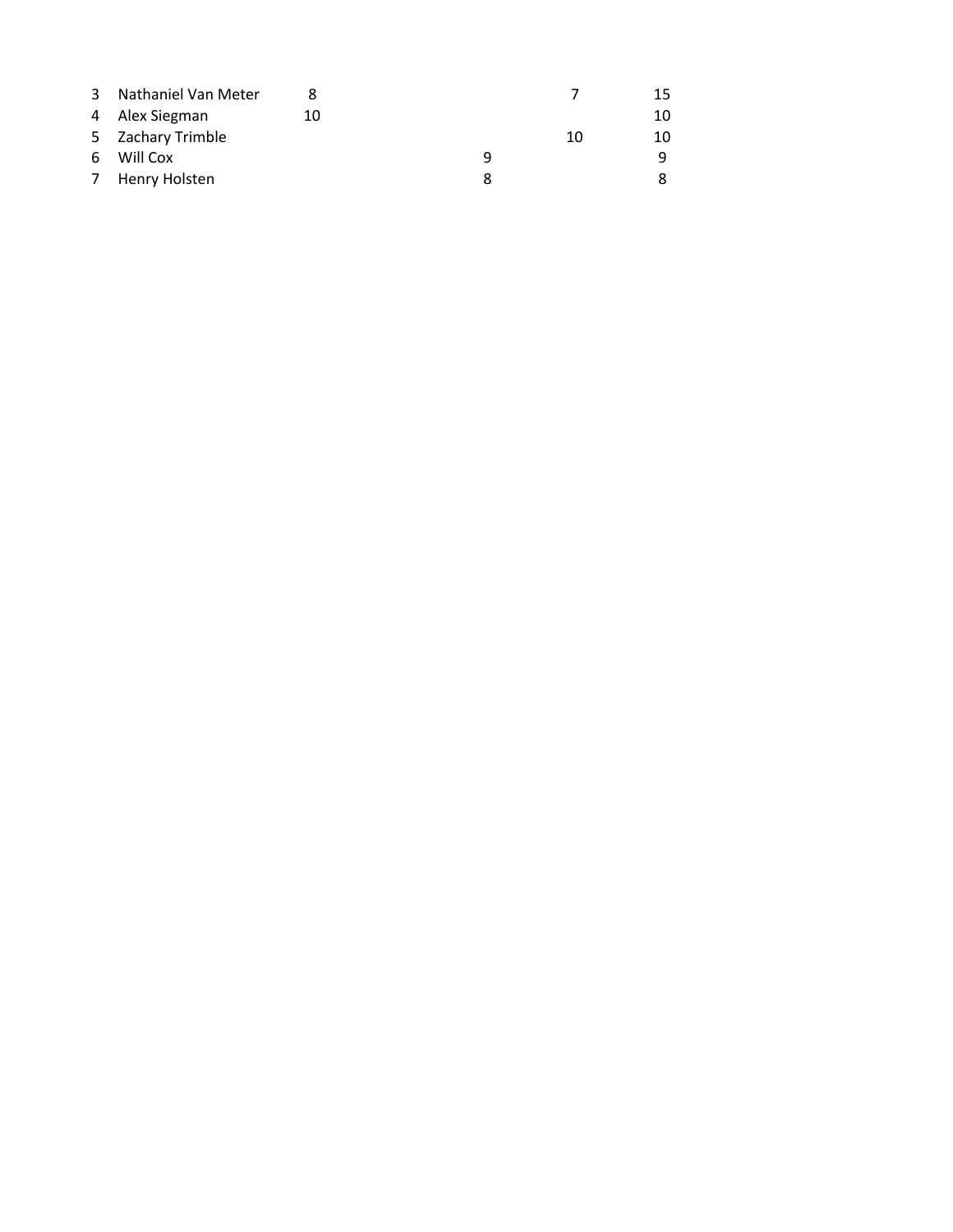| | | | | | |
|---|---|---|---|---|---|
| 3 | Nathaniel Van Meter | 8 | | 7 | 15 |
| 4 | Alex Siegman | 10 | | | 10 |
| 5 | Zachary Trimble | | | 10 | 10 |
| 6 | Will Cox | | 9 | | 9 |
| 7 | Henry Holsten | | 8 | | 8 |